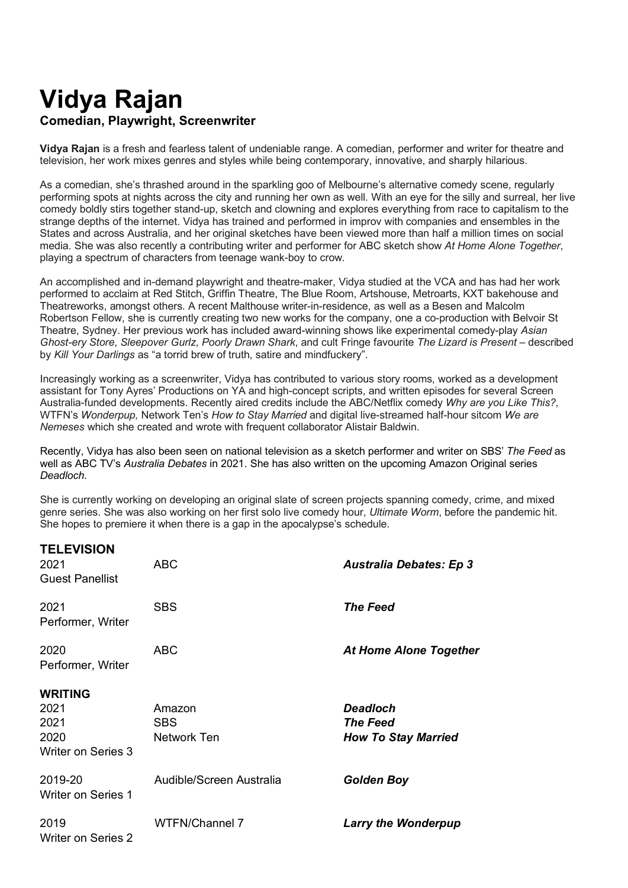# Vidya Rajan

### Comedian, Playwright, Screenwriter

**Vidya Rajan** is a fresh and fearless talent of undeniable range. A comedian, performer and writer for theatre and television, her work mixes genres and styles while being contemporary, innovative, and sharply hilarious.

As a comedian, she's thrashed around in the sparkling goo of Melbourne's alternative comedy scene, regularly performing spots at nights across the city and running her own as well. With an eye for the silly and surreal, her live comedy boldly stirs together stand-up, sketch and clowning and explores everything from race to capitalism to the strange depths of the internet. Vidya has trained and performed in improv with companies and ensembles in the States and across Australia, and her original sketches have been viewed more than half a million times on social media. She was also recently a contributing writer and performer for ABC sketch show *At Home Alone Together*, playing a spectrum of characters from teenage wank-boy to crow.

An accomplished and in-demand playwright and theatre-maker, Vidya studied at the VCA and has had her work performed to acclaim at Red Stitch, Griffin Theatre, The Blue Room, Artshouse, Metroarts, KXT bakehouse and Theatreworks, amongst others. A recent Malthouse writer-in-residence, as well as a Besen and Malcolm Robertson Fellow, she is currently creating two new works for the company, one a co-production with Belvoir St Theatre, Sydney. Her previous work has included award-winning shows like experimental comedy-play *Asian Ghost-ery Store*, *Sleepover Gurlz*, *Poorly Drawn Shark*, and cult Fringe favourite *The Lizard is Present* – described by *Kill Your Darlings* as "a torrid brew of truth, satire and mindfuckery".

Increasingly working as a screenwriter, Vidya has contributed to various story rooms, worked as a development assistant for Tony Ayres' Productions on YA and high-concept scripts, and written episodes for several Screen Australia-funded developments. Recently aired credits include the ABC/Netflix comedy *Why are you Like This?*, WTFN's *Wonderpup,* Network Ten's *How to Stay Married* and digital live-streamed half-hour sitcom *We are Nemeses* which she created and wrote with frequent collaborator Alistair Baldwin.

Recently, Vidya has also been seen on national television as a sketch performer and writer on SBS' *The Feed* as well as ABC TV's *Australia Debates* in 2021. She has also written on the upcoming Amazon Original series *Deadloch.*

She is currently working on developing an original slate of screen projects spanning comedy, crime, and mixed genre series. She was also working on her first solo live comedy hour, *Ultimate Worm*, before the pandemic hit. She hopes to premiere it when there is a gap in the apocalypse's schedule.

## TELEVISION

| | | |
|---|---|---|
| 2021<br>Guest Panellist | ABC | ***Australia Debates: Ep 3*** |
| 2021<br>Performer, Writer | SBS | ***The Feed*** |
| 2020<br>Performer, Writer | ABC | ***At Home Alone Together*** |

## WRITING

| | | |
|---|---|---|
| 2021 | Amazon | ***Deadloch*** |
| 2021 | SBS | ***The Feed*** |
| 2020<br>Writer on Series 3 | Network Ten | ***How To Stay Married*** |
| 2019-20<br>Writer on Series 1 | Audible/Screen Australia | ***Golden Boy*** |
| 2019<br>Writer on Series 2 | WTFN/Channel 7 | ***Larry the Wonderpup*** |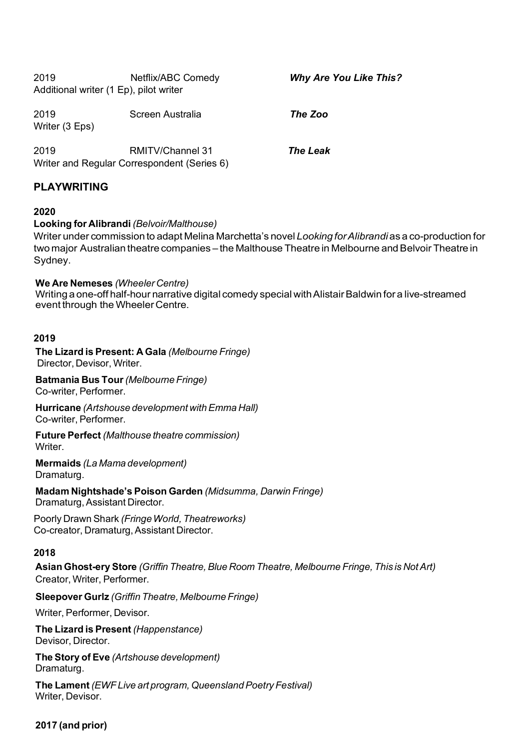2019 Netflix/ABC Comedy ***Why Are You Like This?***
Additional writer (1 Ep), pilot writer

2019 Screen Australia ***The Zoo***
Writer (3 Eps)

2019 RMITV/Channel 31 ***The Leak***
Writer and Regular Correspondent (Series 6)

## PLAYWRITING

**2020**

**Looking for Alibrandi** *(Belvoir/Malthouse)*
Writer under commission to adapt Melina Marchetta's novel *Looking for Alibrandi* as a co-production for two major Australian theatre companies – the Malthouse Theatre in Melbourne and Belvoir Theatre in Sydney.

**We Are Nemeses** *(Wheeler Centre)*
Writing a one-off half-hour narrative digital comedy special with Alistair Baldwin for a live-streamed event through the Wheeler Centre.

**2019**

**The Lizard is Present: A Gala** *(Melbourne Fringe)*
Director, Devisor, Writer.

**Batmania Bus Tour** *(Melbourne Fringe)*
Co-writer, Performer.

**Hurricane** *(Artshouse development with Emma Hall)*
Co-writer, Performer.

**Future Perfect** *(Malthouse theatre commission)*
Writer.

**Mermaids** *(La Mama development)*
Dramaturg.

**Madam Nightshade's Poison Garden** *(Midsumma, Darwin Fringe)*
Dramaturg, Assistant Director.

Poorly Drawn Shark *(Fringe World, Theatreworks)*
Co-creator, Dramaturg, Assistant Director.

**2018**

**Asian Ghost-ery Store** *(Griffin Theatre, Blue Room Theatre, Melbourne Fringe, This is Not Art)*
Creator, Writer, Performer.

**Sleepover Gurlz** *(Griffin Theatre, Melbourne Fringe)*
Writer, Performer, Devisor.

**The Lizard is Present** *(Happenstance)*
Devisor, Director.

**The Story of Eve** *(Artshouse development)*
Dramaturg.

**The Lament** *(EWF Live art program, Queensland Poetry Festival)*
Writer, Devisor.

**2017 (and prior)**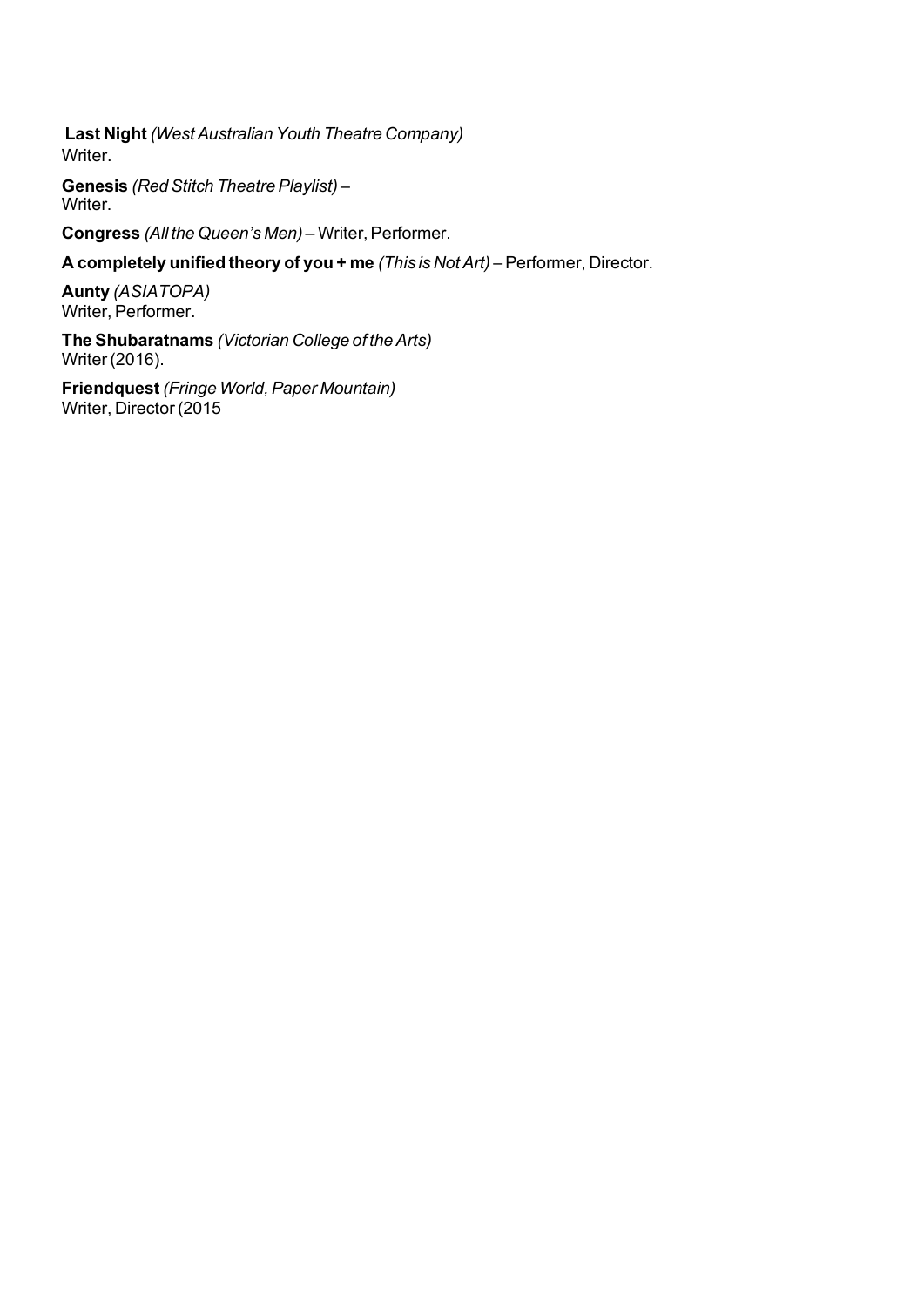**Last Night** *(West Australian Youth Theatre Company)*
Writer.

**Genesis** *(Red Stitch Theatre Playlist)* –
Writer.

**Congress** *(All the Queen's Men)* – Writer, Performer.

**A completely unified theory of you + me** *(This is Not Art)* – Performer, Director.

**Aunty** *(ASIATOPA)*
Writer, Performer.

**The Shubaratnams** *(Victorian College of the Arts)*
Writer (2016).

**Friendquest** *(Fringe World, Paper Mountain)*
Writer, Director (2015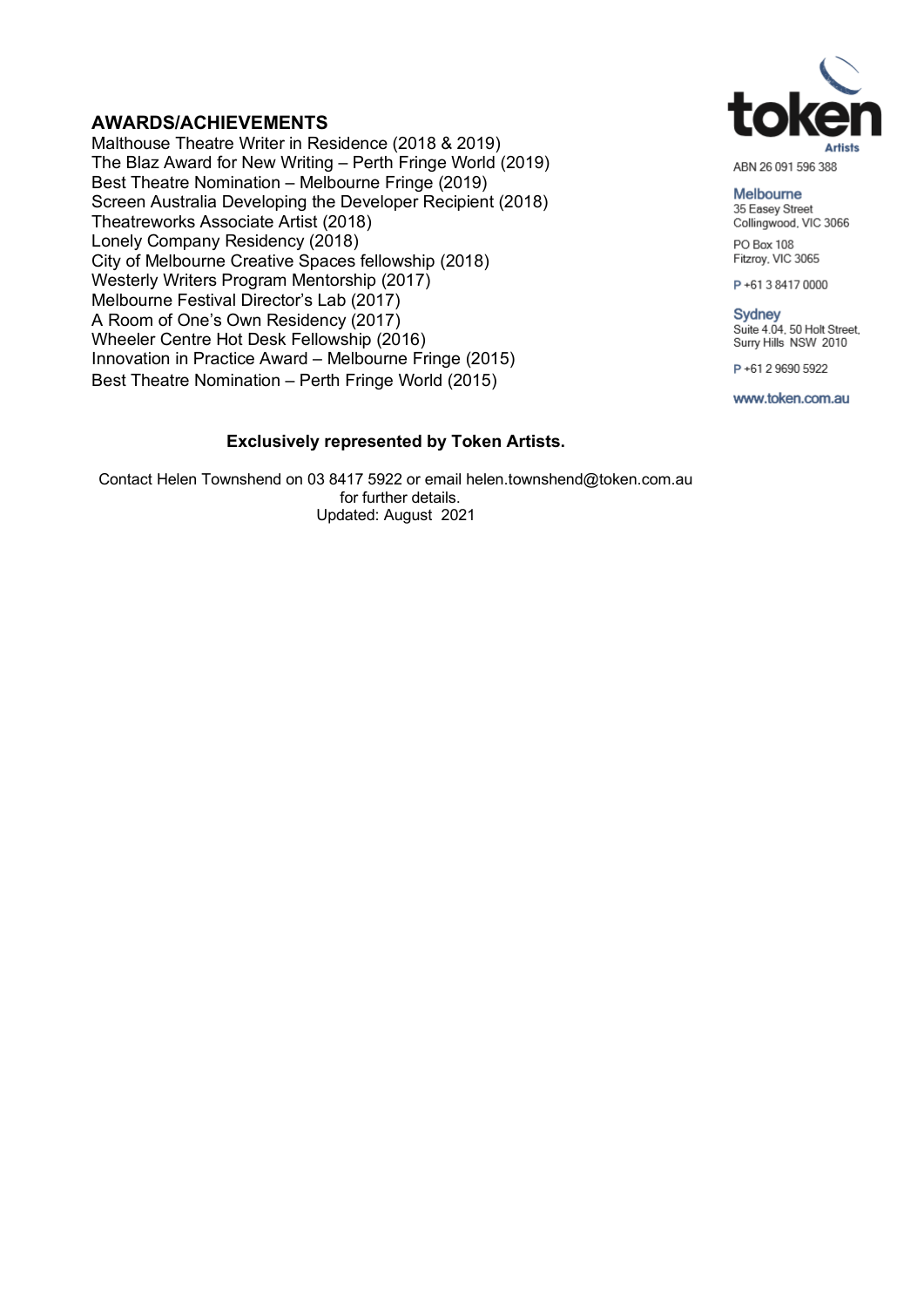## AWARDS/ACHIEVEMENTS

Malthouse Theatre Writer in Residence (2018 & 2019)
The Blaz Award for New Writing – Perth Fringe World (2019)
Best Theatre Nomination – Melbourne Fringe (2019)
Screen Australia Developing the Developer Recipient (2018)
Theatreworks Associate Artist (2018)
Lonely Company Residency (2018)
City of Melbourne Creative Spaces fellowship (2018)
Westerly Writers Program Mentorship (2017)
Melbourne Festival Director's Lab (2017)
A Room of One's Own Residency (2017)
Wheeler Centre Hot Desk Fellowship (2016)
Innovation in Practice Award – Melbourne Fringe (2015)
Best Theatre Nomination – Perth Fringe World (2015)

token Artists

ABN 26 091 596 388

Melbourne
35 Easey Street
Collingwood, VIC 3066

PO Box 108
Fitzroy, VIC 3065

P +61 3 8417 0000

Sydney
Suite 4.04, 50 Holt Street,
Surry Hills NSW 2010

P +61 2 9690 5922

www.token.com.au

**Exclusively represented by Token Artists.**

Contact Helen Townshend on 03 8417 5922 or email helen.townshend@token.com.au for further details.
Updated: August 2021